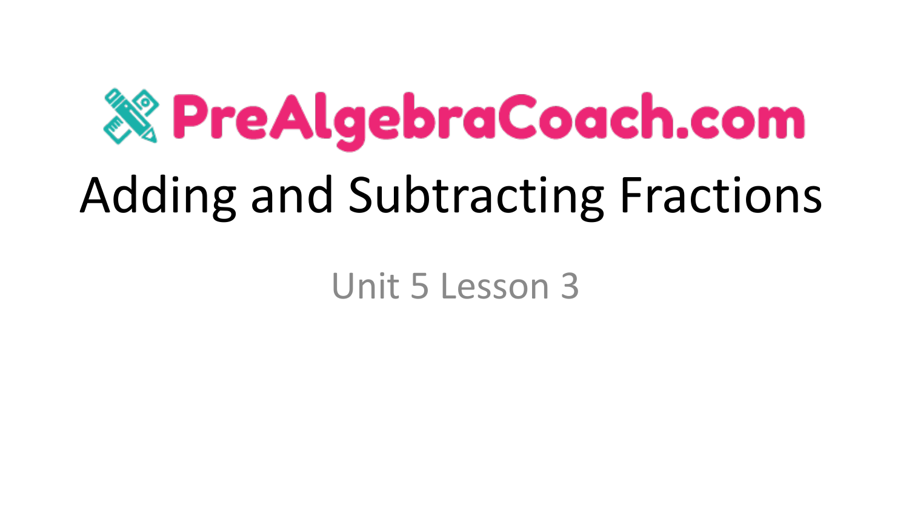PreAlgebraCoach.com

# Adding and Subtracting Fractions

Unit 5 Lesson 3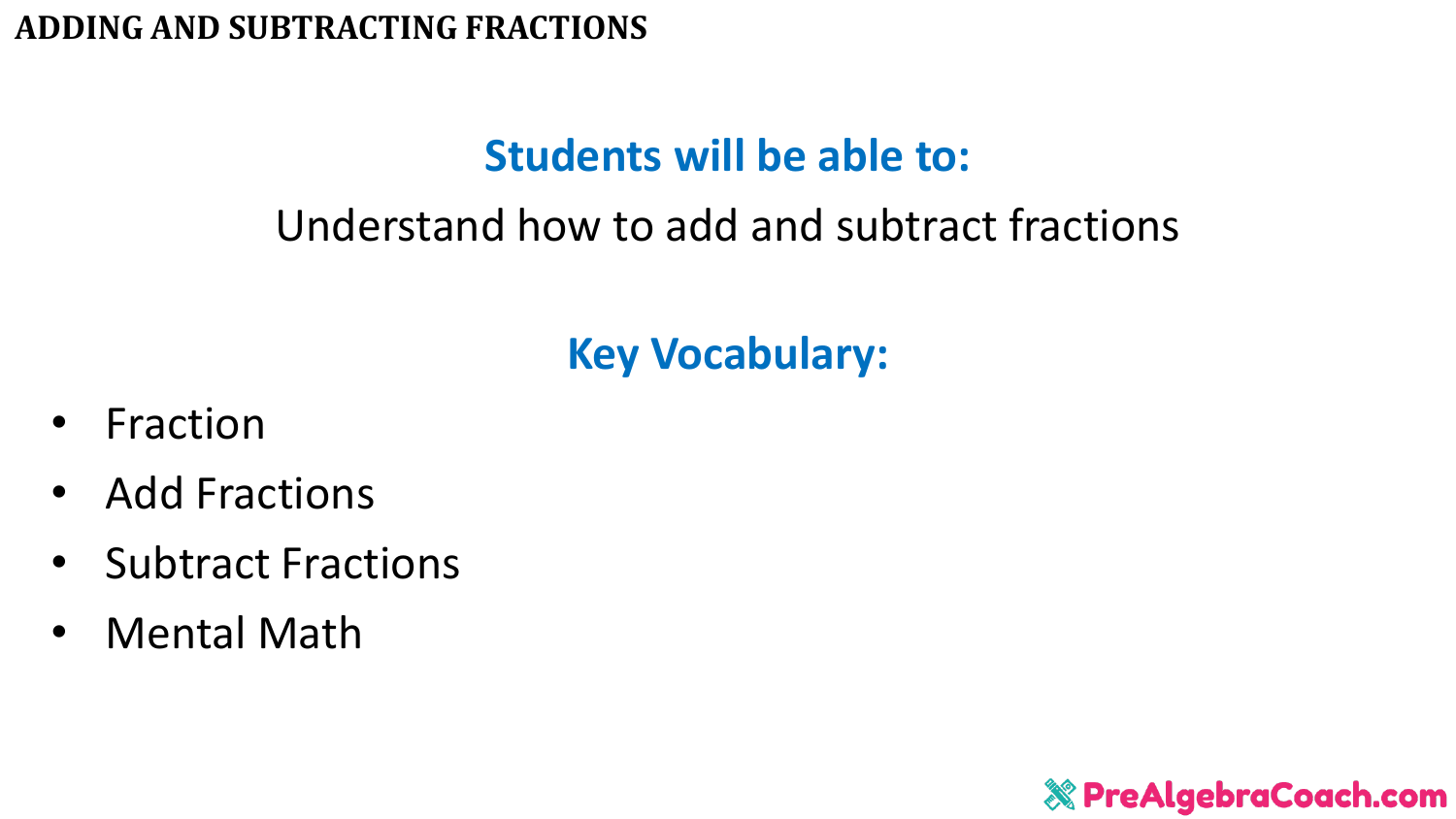# ADDING AND SUBTRACTING FRACTIONS

## Students will be able to:

Understand how to add and subtract fractions

## Key Vocabulary:

- Fraction
- Add Fractions
- Subtract Fractions
- Mental Math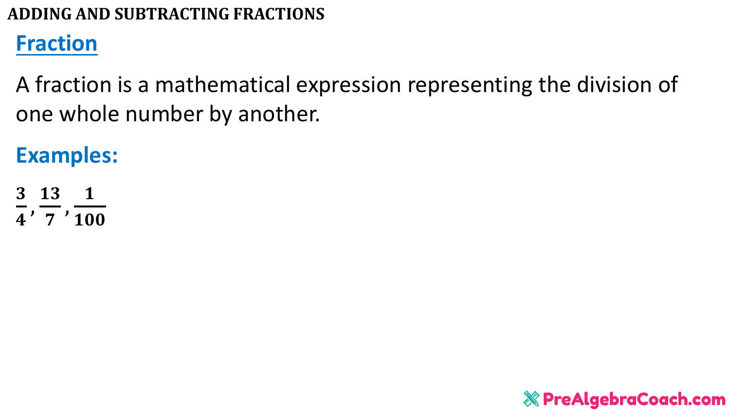## Fraction

A fraction is a mathematical expression representing the division of one whole number by another.

### Examples:

$\frac{3}{4}, \frac{13}{7}, \frac{1}{100}$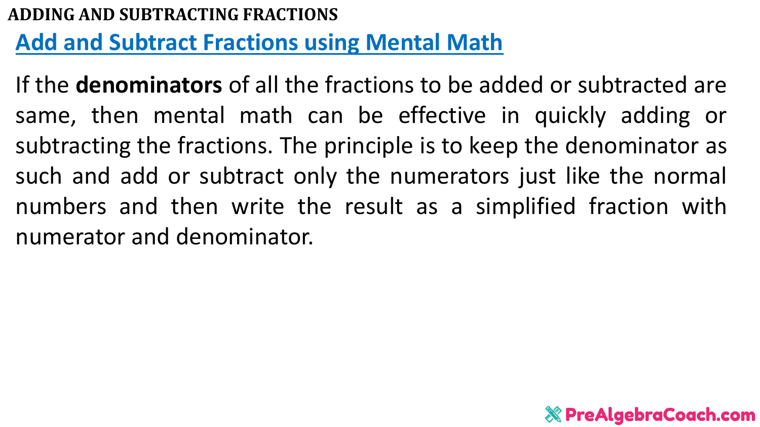## Add and Subtract Fractions using Mental Math

If the **denominators** of all the fractions to be added or subtracted are same, then mental math can be effective in quickly adding or subtracting the fractions. The principle is to keep the denominator as such and add or subtract only the numerators just like the normal numbers and then write the result as a simplified fraction with numerator and denominator.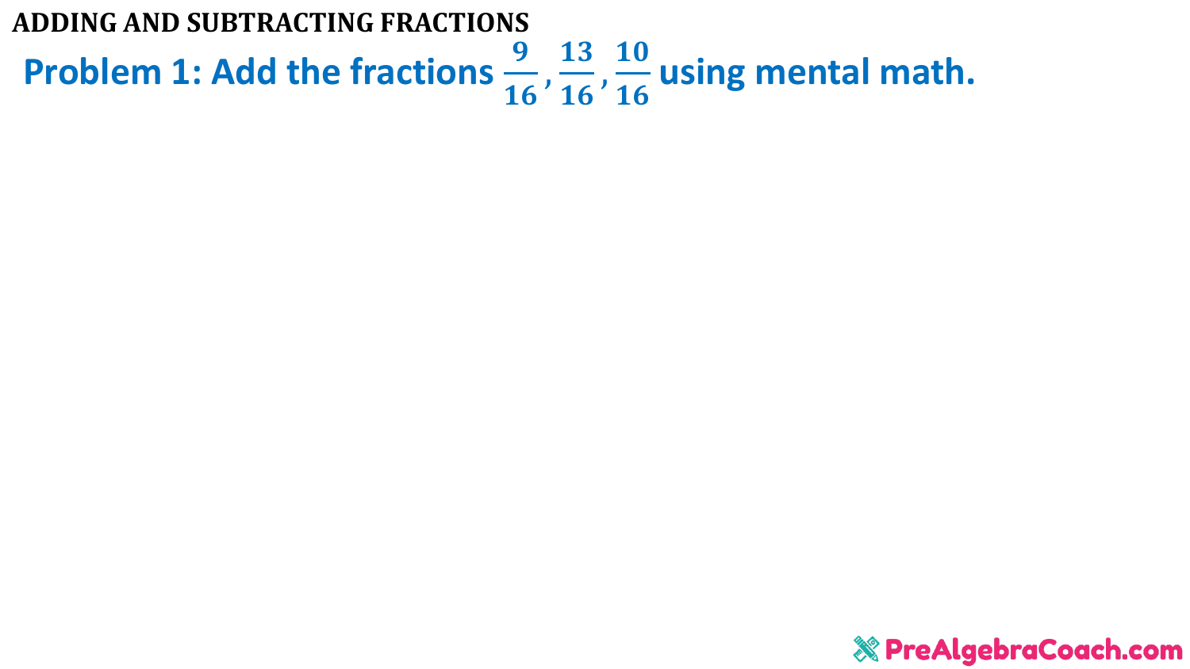# ADDING AND SUBTRACTING FRACTIONS

## Problem 1: Add the fractions $\frac{9}{16}, \frac{13}{16}, \frac{10}{16}$ using mental math.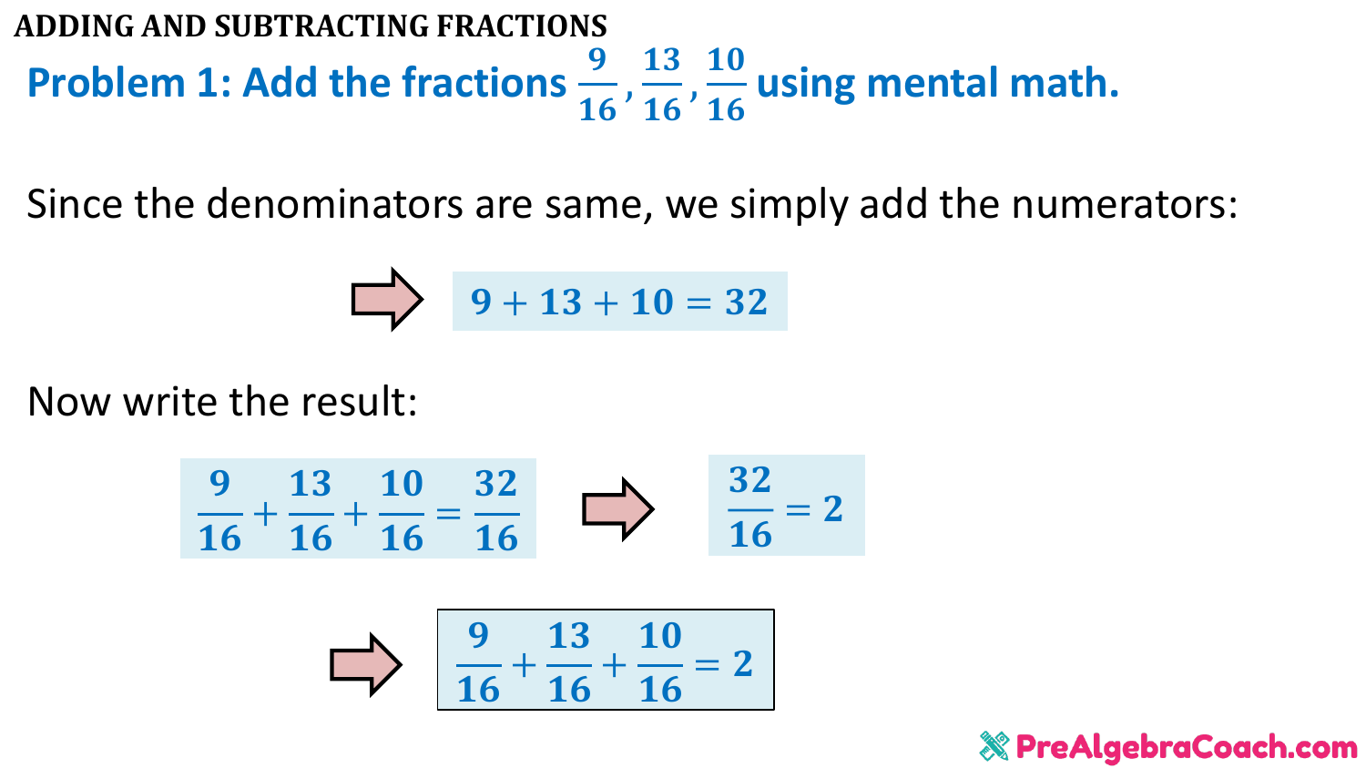## ADDING AND SUBTRACTING FRACTIONS

### Problem 1: Add the fractions $\frac{9}{16}, \frac{13}{16}, \frac{10}{16}$ using mental math.

Since the denominators are same, we simply add the numerators:

$$9 + 13 + 10 = 32$$

Now write the result:

$$\frac{9}{16} + \frac{13}{16} + \frac{10}{16} = \frac{32}{16}$$

$$\frac{32}{16} = 2$$

$$\frac{9}{16} + \frac{13}{16} + \frac{10}{16} = 2$$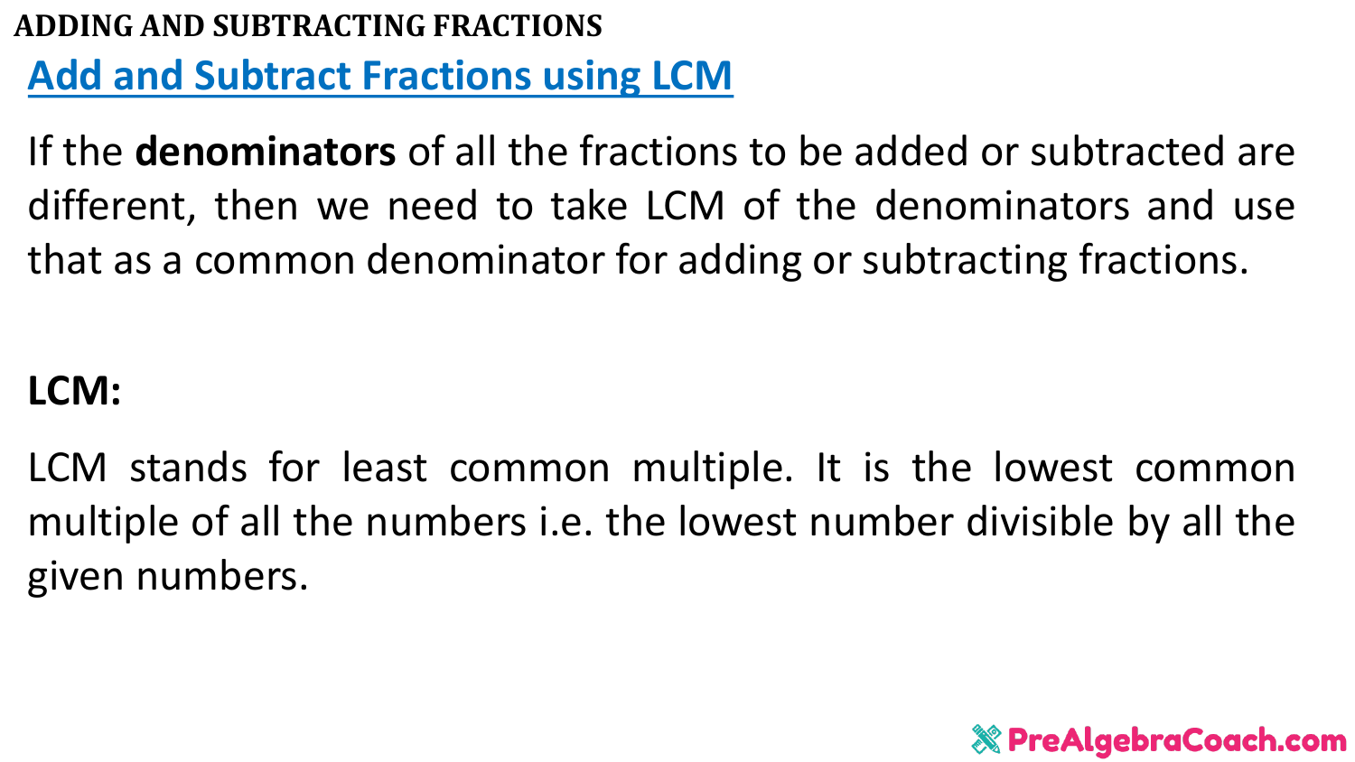## Add and Subtract Fractions using LCM

If the **denominators** of all the fractions to be added or subtracted are different, then we need to take LCM of the denominators and use that as a common denominator for adding or subtracting fractions.

**LCM:**

LCM stands for least common multiple. It is the lowest common multiple of all the numbers i.e. the lowest number divisible by all the given numbers.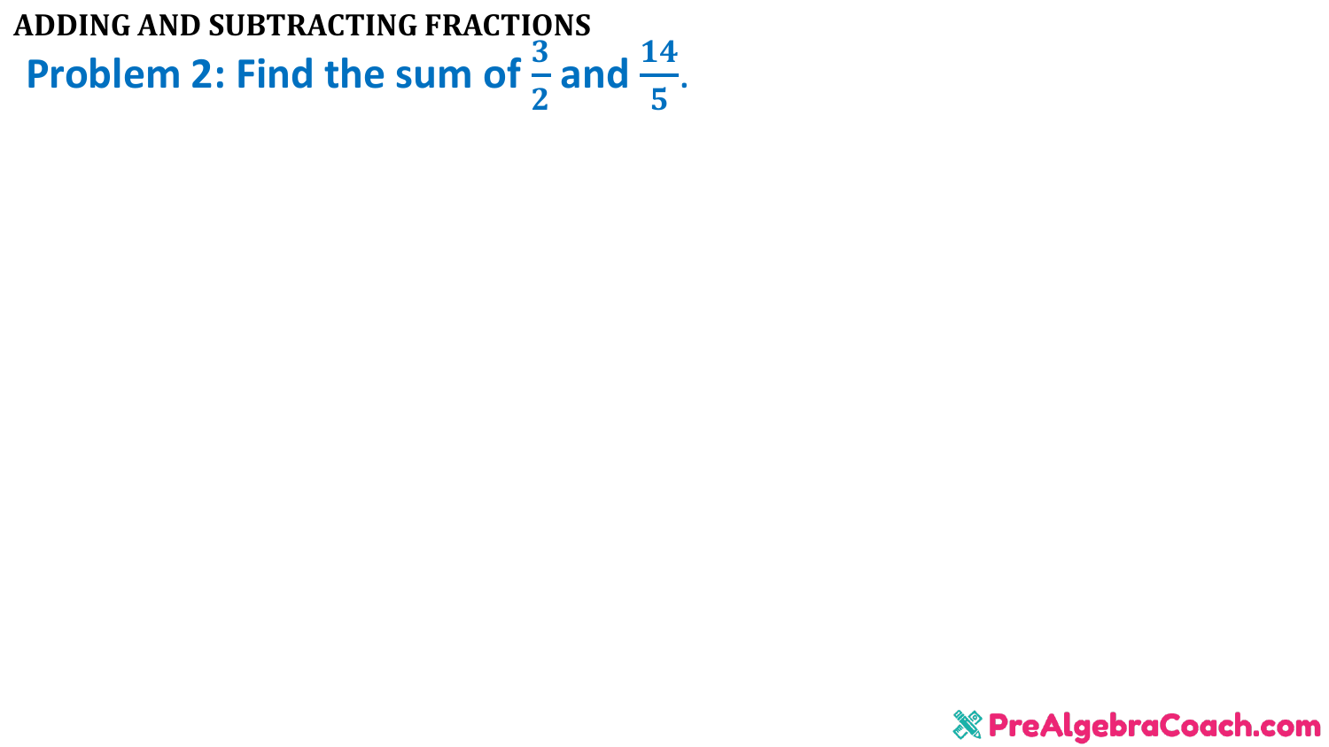# ADDING AND SUBTRACTING FRACTIONS

## Problem 2: Find the sum of $\frac{3}{2}$ and $\frac{14}{5}$.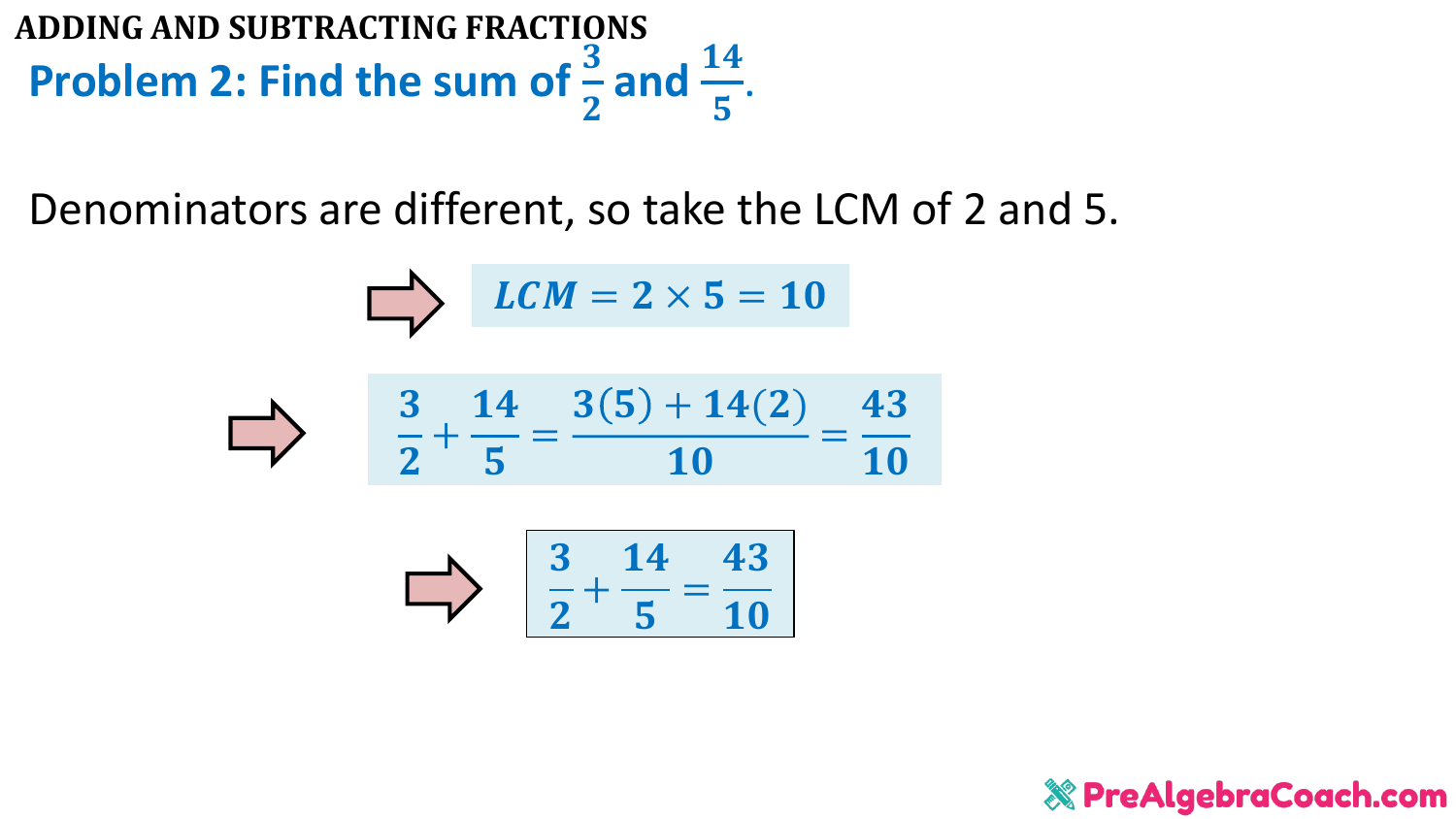## ADDING AND SUBTRACTING FRACTIONS

### Problem 2: Find the sum of $\frac{3}{2}$ and $\frac{14}{5}$.

Denominators are different, so take the LCM of 2 and 5.

$$LCM = 2 \times 5 = 10$$

$$\frac{3}{2} + \frac{14}{5} = \frac{3(5) + 14(2)}{10} = \frac{43}{10}$$

$$\boxed{\frac{3}{2} + \frac{14}{5} = \frac{43}{10}}$$

PreAlgebraCoach.com